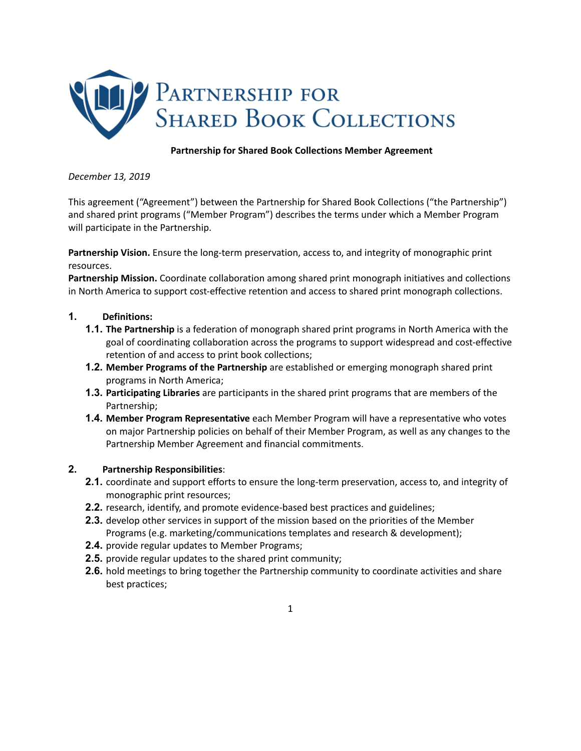# Partnership for Shared Book Collections

**Partnership for Shared Book Collections Member Agreement**

*December 13, 2019*

This agreement ("Agreement") between the Partnership for Shared Book Collections ("the Partnership") and shared print programs ("Member Program") describes the terms under which a Member Program will participate in the Partnership.

**Partnership Vision.** Ensure the long-term preservation, access to, and integrity of monographic print resources.

**Partnership Mission.** Coordinate collaboration among shared print monograph initiatives and collections in North America to support cost-effective retention and access to shared print monograph collections.

1. **Definitions:**
   - 1.1. **The Partnership** is a federation of monograph shared print programs in North America with the goal of coordinating collaboration across the programs to support widespread and cost-effective retention of and access to print book collections;
   - 1.2. **Member Programs of the Partnership** are established or emerging monograph shared print programs in North America;
   - 1.3. **Participating Libraries** are participants in the shared print programs that are members of the Partnership;
   - 1.4. **Member Program Representative** each Member Program will have a representative who votes on major Partnership policies on behalf of their Member Program, as well as any changes to the Partnership Member Agreement and financial commitments.

2. **Partnership Responsibilities**:
   - 2.1. coordinate and support efforts to ensure the long-term preservation, access to, and integrity of monographic print resources;
   - 2.2. research, identify, and promote evidence-based best practices and guidelines;
   - 2.3. develop other services in support of the mission based on the priorities of the Member Programs (e.g. marketing/communications templates and research & development);
   - 2.4. provide regular updates to Member Programs;
   - 2.5. provide regular updates to the shared print community;
   - 2.6. hold meetings to bring together the Partnership community to coordinate activities and share best practices;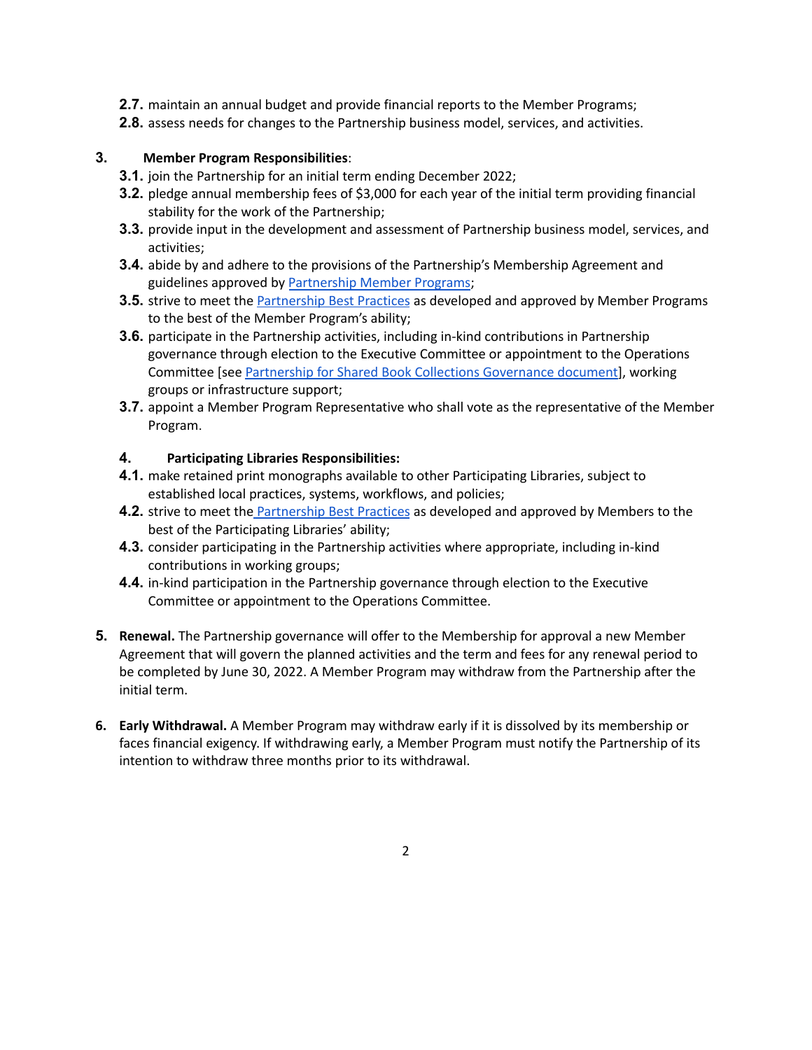2.7. maintain an annual budget and provide financial reports to the Member Programs;

2.8. assess needs for changes to the Partnership business model, services, and activities.

3. **Member Program Responsibilities**:

3.1. join the Partnership for an initial term ending December 2022;

3.2. pledge annual membership fees of $3,000 for each year of the initial term providing financial stability for the work of the Partnership;

3.3. provide input in the development and assessment of Partnership business model, services, and activities;

3.4. abide by and adhere to the provisions of the Partnership's Membership Agreement and guidelines approved by Partnership Member Programs;

3.5. strive to meet the Partnership Best Practices as developed and approved by Member Programs to the best of the Member Program's ability;

3.6. participate in the Partnership activities, including in-kind contributions in Partnership governance through election to the Executive Committee or appointment to the Operations Committee [see Partnership for Shared Book Collections Governance document], working groups or infrastructure support;

3.7. appoint a Member Program Representative who shall vote as the representative of the Member Program.

4. **Participating Libraries Responsibilities:**

4.1. make retained print monographs available to other Participating Libraries, subject to established local practices, systems, workflows, and policies;

4.2. strive to meet the Partnership Best Practices as developed and approved by Members to the best of the Participating Libraries' ability;

4.3. consider participating in the Partnership activities where appropriate, including in-kind contributions in working groups;

4.4. in-kind participation in the Partnership governance through election to the Executive Committee or appointment to the Operations Committee.

5. **Renewal.** The Partnership governance will offer to the Membership for approval a new Member Agreement that will govern the planned activities and the term and fees for any renewal period to be completed by June 30, 2022. A Member Program may withdraw from the Partnership after the initial term.

6. **Early Withdrawal.** A Member Program may withdraw early if it is dissolved by its membership or faces financial exigency. If withdrawing early, a Member Program must notify the Partnership of its intention to withdraw three months prior to its withdrawal.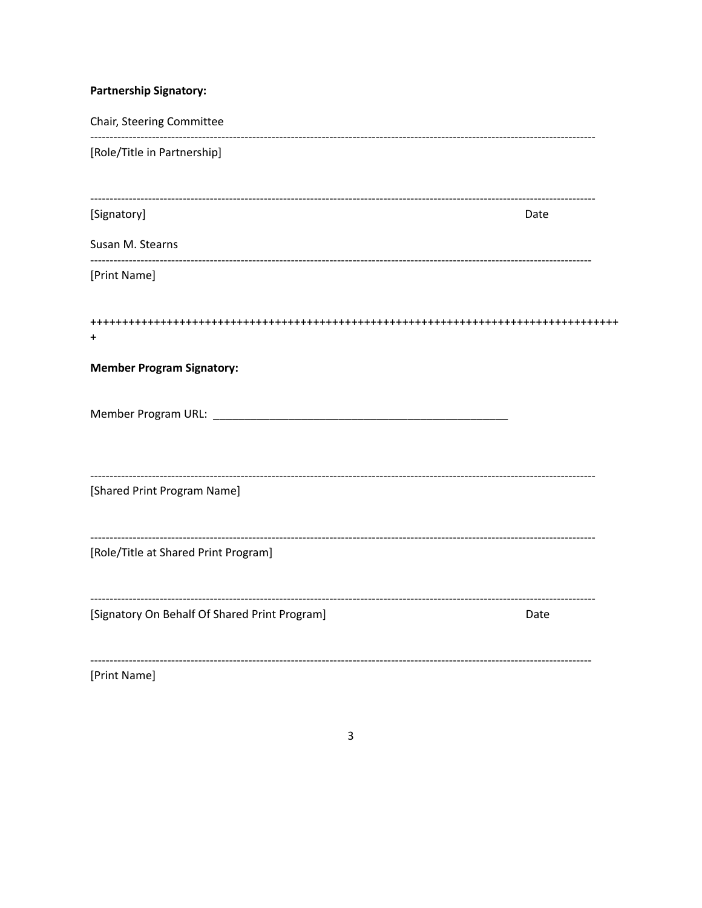**Partnership Signatory:**

Chair, Steering Committee

---

[Role/Title in Partnership]

---

[Signatory] Date

Susan M. Stearns

---

[Print Name]

++++++++++++++++++++++++++++++++++++++++++++++++++++++++++++++++++++++++++++++++++++
+

**Member Program Signatory:**

Member Program URL: ________________________________________________

---

[Shared Print Program Name]

---

[Role/Title at Shared Print Program]

---

[Signatory On Behalf Of Shared Print Program] Date

---

[Print Name]